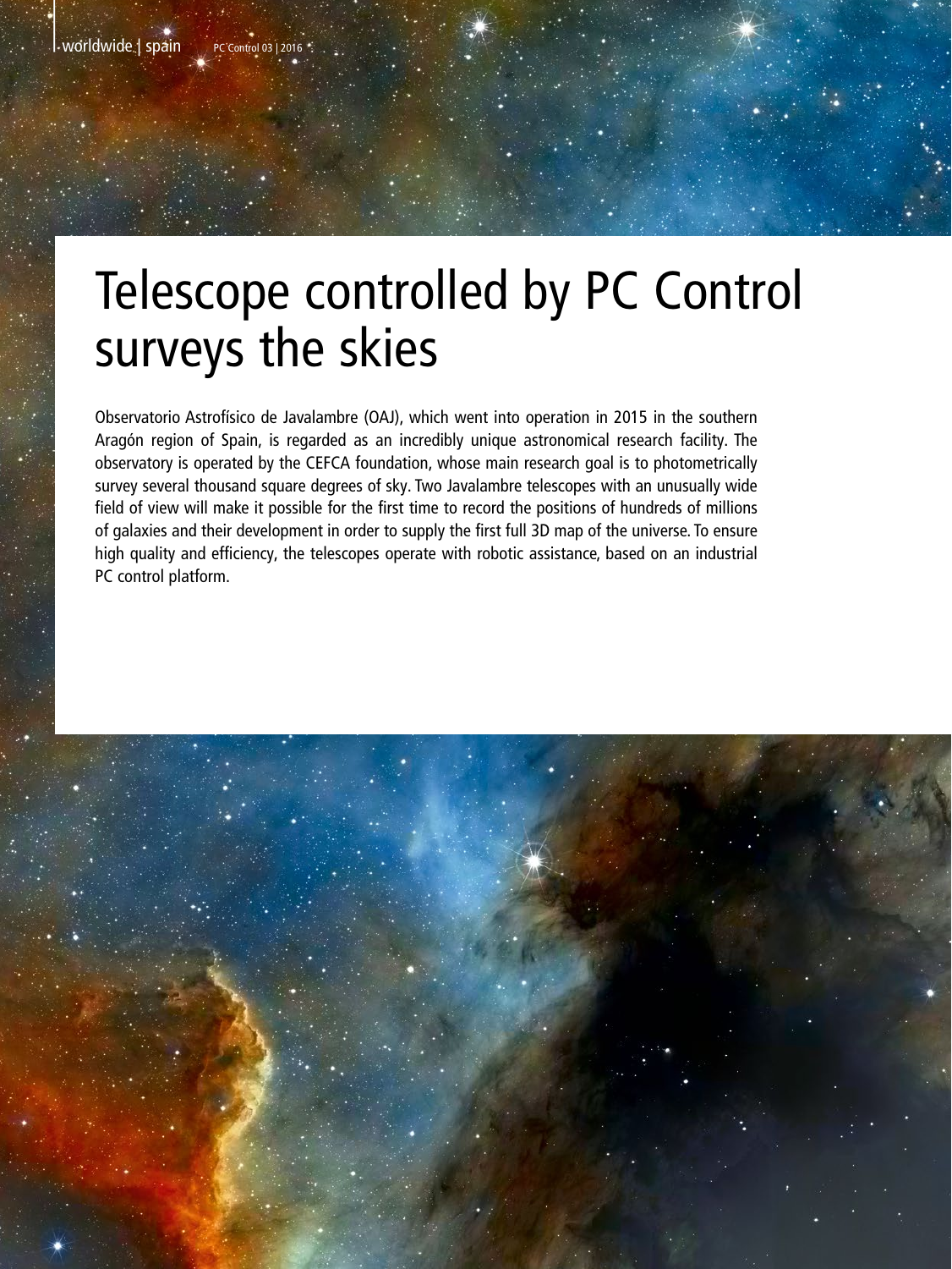# Telescope controlled by PC Control surveys the skies

Observatorio Astrofísico de Javalambre (OAJ), which went into operation in 2015 in the southern Aragón region of Spain, is regarded as an incredibly unique astronomical research facility. The observatory is operated by the CEFCA foundation, whose main research goal is to photometrically survey several thousand square degrees of sky. Two Javalambre telescopes with an unusually wide field of view will make it possible for the first time to record the positions of hundreds of millions of galaxies and their development in order to supply the first full 3D map of the universe. To ensure high quality and efficiency, the telescopes operate with robotic assistance, based on an industrial PC control platform.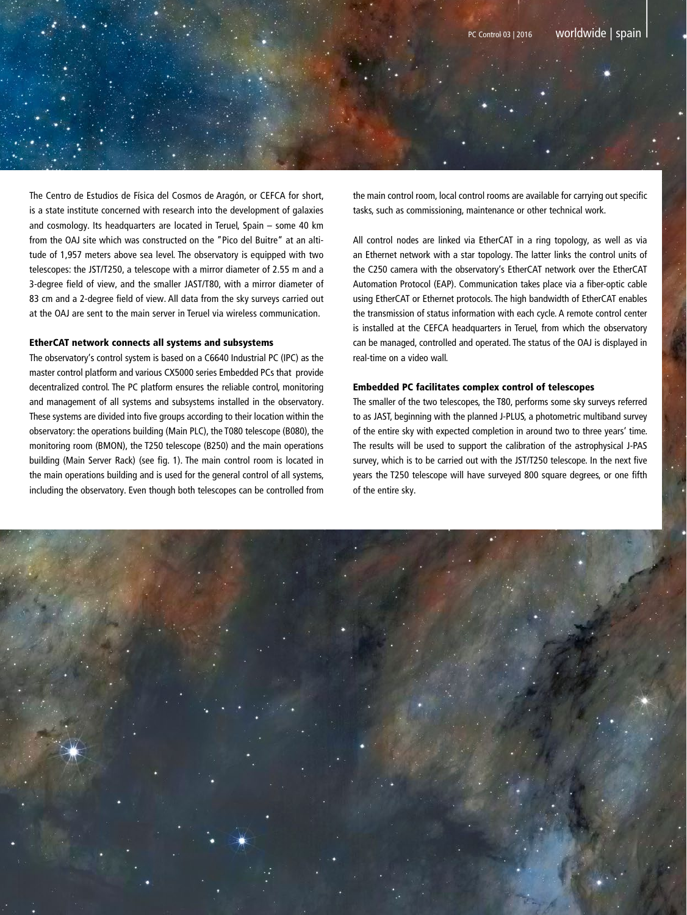The Centro de Estudios de Física del Cosmos de Aragón, or CEFCA for short, is a state institute concerned with research into the development of galaxies and cosmology. Its headquarters are located in Teruel, Spain – some 40 km from the OAJ site which was constructed on the "Pico del Buitre" at an altitude of 1,957 meters above sea level. The observatory is equipped with two telescopes: the JST/T250, a telescope with a mirror diameter of 2.55 m and a 3-degree field of view, and the smaller JAST/T80, with a mirror diameter of 83 cm and a 2-degree field of view. All data from the sky surveys carried out at the OAJ are sent to the main server in Teruel via wireless communication.

#### EtherCAT network connects all systems and subsystems

The observatory's control system is based on a C6640 Industrial PC (IPC) as the master control platform and various CX5000 series Embedded PCs that provide decentralized control. The PC platform ensures the reliable control, monitoring and management of all systems and subsystems installed in the observatory. These systems are divided into five groups according to their location within the observatory: the operations building (Main PLC), the T080 telescope (B080), the monitoring room (BMON), the T250 telescope (B250) and the main operations building (Main Server Rack) (see fig. 1). The main control room is located in the main operations building and is used for the general control of all systems, including the observatory. Even though both telescopes can be controlled from the main control room, local control rooms are available for carrying out specific tasks, such as commissioning, maintenance or other technical work.

All control nodes are linked via EtherCAT in a ring topology, as well as via an Ethernet network with a star topology. The latter links the control units of the C250 camera with the observatory's EtherCAT network over the EtherCAT Automation Protocol (EAP). Communication takes place via a fiber-optic cable using EtherCAT or Ethernet protocols. The high bandwidth of EtherCAT enables the transmission of status information with each cycle. A remote control center is installed at the CEFCA headquarters in Teruel, from which the observatory can be managed, controlled and operated. The status of the OAJ is displayed in real-time on a video wall.

#### Embedded PC facilitates complex control of telescopes

The smaller of the two telescopes, the T80, performs some sky surveys referred to as JAST, beginning with the planned J-PLUS, a photometric multiband survey of the entire sky with expected completion in around two to three years' time. The results will be used to support the calibration of the astrophysical J-PAS survey, which is to be carried out with the JST/T250 telescope. In the next five years the T250 telescope will have surveyed 800 square degrees, or one fifth of the entire sky.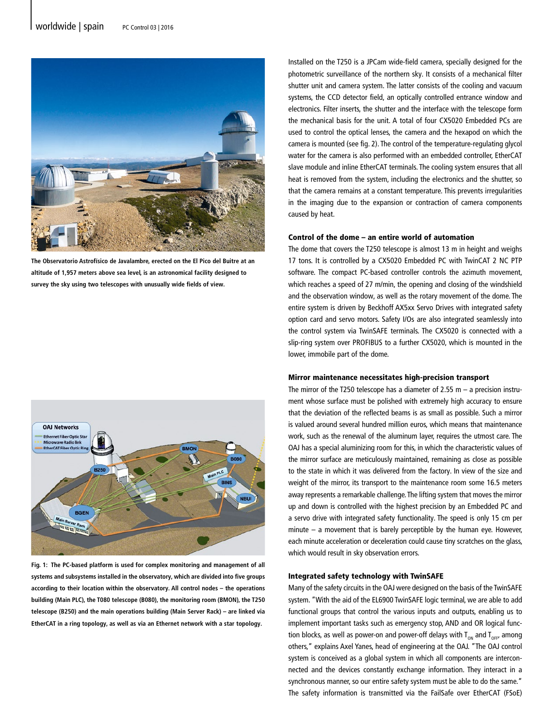The Observatorio Astrofísico de Javalambre, erected on the El Pico del Buitre at an altitude of 1,957 meters above sea level, is an astronomical facility designed to survey the sky using two telescopes with unusually wide fields of view.

Fig. 1: The PC-based platform is used for complex monitoring and management of all systems and subsystems installed in the observatory, which are divided into five groups according to their location within the observatory. All control nodes – the operations building (Main PLC), the T080 telescope (B080), the monitoring room (BMON), the T250 telescope (B250) and the main operations building (Main Server Rack) – are linked via EtherCAT in a ring topology, as well as via an Ethernet network with a star topology.

Installed on the T250 is a JPCam wide-field camera, specially designed for the photometric surveillance of the northern sky. It consists of a mechanical filter shutter unit and camera system. The latter consists of the cooling and vacuum systems, the CCD detector field, an optically controlled entrance window and electronics. Filter inserts, the shutter and the interface with the telescope form the mechanical basis for the unit. A total of four CX5020 Embedded PCs are used to control the optical lenses, the camera and the hexapod on which the camera is mounted (see fig. 2). The control of the temperature-regulating glycol water for the camera is also performed with an embedded controller, EtherCAT slave module and inline EtherCAT terminals. The cooling system ensures that all heat is removed from the system, including the electronics and the shutter, so that the camera remains at a constant temperature. This prevents irregularities in the imaging due to the expansion or contraction of camera components caused by heat.

### Control of the dome – an entire world of automation

The dome that covers the T250 telescope is almost 13 m in height and weighs 17 tons. It is controlled by a CX5020 Embedded PC with TwinCAT 2 NC PTP software. The compact PC-based controller controls the azimuth movement, which reaches a speed of 27 m/min, the opening and closing of the windshield and the observation window, as well as the rotary movement of the dome. The entire system is driven by Beckhoff AX5xx Servo Drives with integrated safety option card and servo motors. Safety I/Os are also integrated seamlessly into the control system via TwinSAFE terminals. The CX5020 is connected with a slip-ring system over PROFIBUS to a further CX5020, which is mounted in the lower, immobile part of the dome.

### Mirror maintenance necessitates high-precision transport

The mirror of the T250 telescope has a diameter of 2.55 m – a precision instrument whose surface must be polished with extremely high accuracy to ensure that the deviation of the reflected beams is as small as possible. Such a mirror is valued around several hundred million euros, which means that maintenance work, such as the renewal of the aluminum layer, requires the utmost care. The OAJ has a special aluminizing room for this, in which the characteristic values of the mirror surface are meticulously maintained, remaining as close as possible to the state in which it was delivered from the factory. In view of the size and weight of the mirror, its transport to the maintenance room some 16.5 meters away represents a remarkable challenge. The lifting system that moves the mirror up and down is controlled with the highest precision by an Embedded PC and a servo drive with integrated safety functionality. The speed is only 15 cm per minute – a movement that is barely perceptible by the human eye. However, each minute acceleration or deceleration could cause tiny scratches on the glass, which would result in sky observation errors.

### Integrated safety technology with TwinSAFE

Many of the safety circuits in the OAJ were designed on the basis of the TwinSAFE system. "With the aid of the EL6900 TwinSAFE logic terminal, we are able to add functional groups that control the various inputs and outputs, enabling us to implement important tasks such as emergency stop, AND and OR logical function blocks, as well as power-on and power-off delays with $T_{ON}$ and $T_{OFF}$, among others," explains Axel Yanes, head of engineering at the OAJ. "The OAJ control system is conceived as a global system in which all components are interconnected and the devices constantly exchange information. They interact in a synchronous manner, so our entire safety system must be able to do the same." The safety information is transmitted via the FailSafe over EtherCAT (FSoE)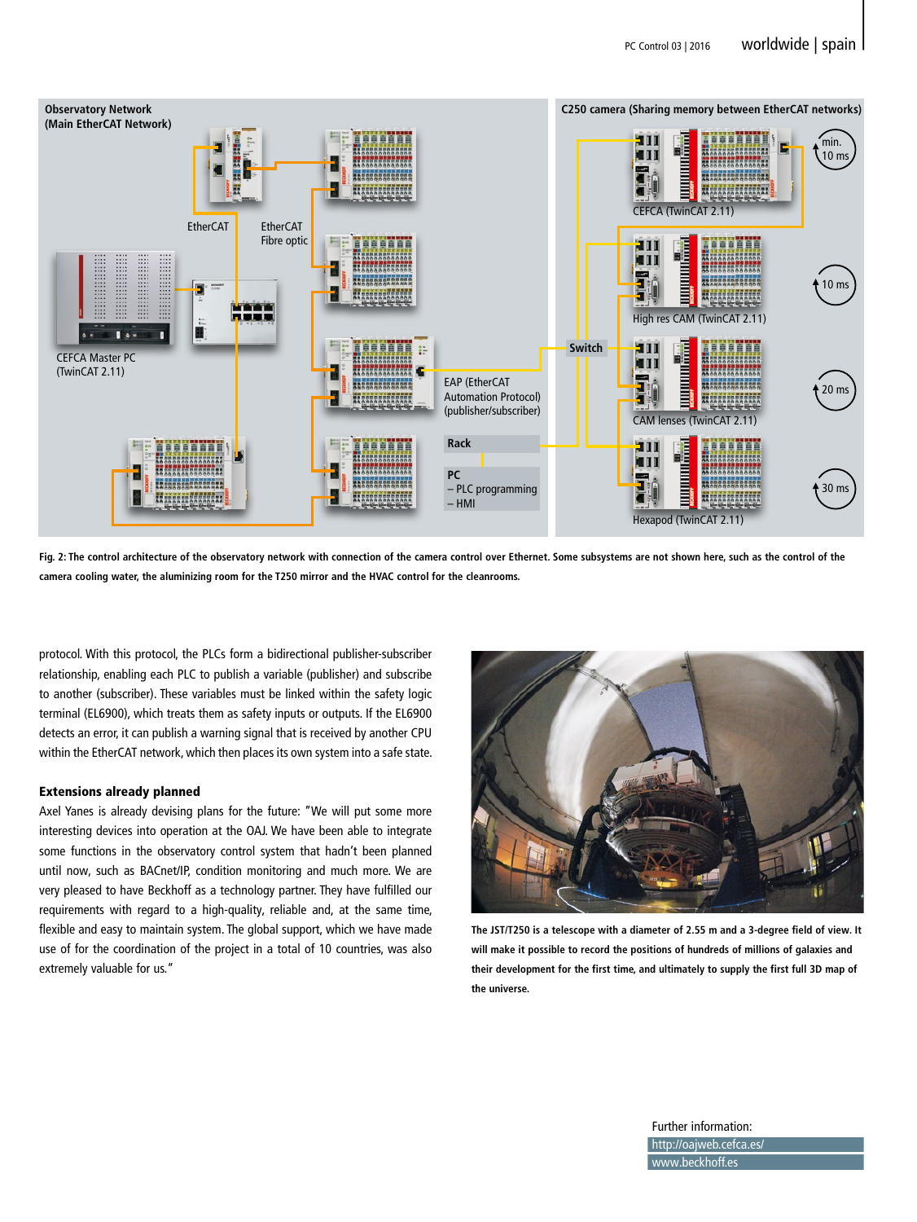Observatory Network
(Main EtherCAT Network)

EtherCAT

EtherCAT
Fibre optic

CEFCA Master PC
(TwinCAT 2.11)

EAP (EtherCAT
Automation Protocol)
(publisher/subscriber)

Rack

PC
– PLC programming
– HMI

Switch

C250 camera (Sharing memory between EtherCAT networks)

CEFCA (TwinCAT 2.11)

min.
10 ms

High res CAM (TwinCAT 2.11)

10 ms

CAM lenses (TwinCAT 2.11)

20 ms

Hexapod (TwinCAT 2.11)

30 ms

**Fig. 2: The control architecture of the observatory network with connection of the camera control over Ethernet. Some subsystems are not shown here, such as the control of the camera cooling water, the aluminizing room for the T250 mirror and the HVAC control for the cleanrooms.**

protocol. With this protocol, the PLCs form a bidirectional publisher-subscriber relationship, enabling each PLC to publish a variable (publisher) and subscribe to another (subscriber). These variables must be linked within the safety logic terminal (EL6900), which treats them as safety inputs or outputs. If the EL6900 detects an error, it can publish a warning signal that is received by another CPU within the EtherCAT network, which then places its own system into a safe state.

### Extensions already planned

Axel Yanes is already devising plans for the future: "We will put some more interesting devices into operation at the OAJ. We have been able to integrate some functions in the observatory control system that hadn't been planned until now, such as BACnet/IP, condition monitoring and much more. We are very pleased to have Beckhoff as a technology partner. They have fulfilled our requirements with regard to a high-quality, reliable and, at the same time, flexible and easy to maintain system. The global support, which we have made use of for the coordination of the project in a total of 10 countries, was also extremely valuable for us."

**The JST/T250 is a telescope with a diameter of 2.55 m and a 3-degree field of view. It will make it possible to record the positions of hundreds of millions of galaxies and their development for the first time, and ultimately to supply the first full 3D map of the universe.**

Further information:
http://oajweb.cefca.es/
www.beckhoff.es